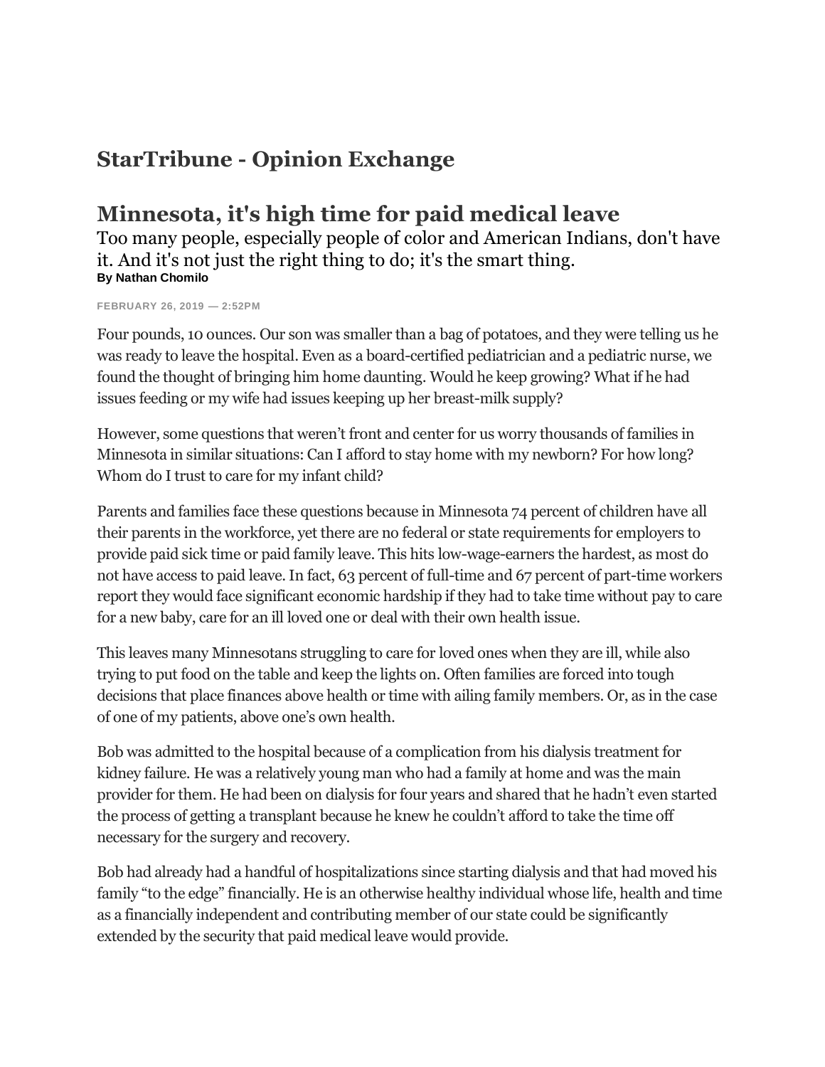# StarTribune - Opinion Exchange

## Minnesota, it's high time for paid medical leave

Too many people, especially people of color and American Indians, don't have it. And it's not just the right thing to do; it's the smart thing.

**By Nathan Chomilo**

FEBRUARY 26, 2019 — 2:52PM

Four pounds, 10 ounces. Our son was smaller than a bag of potatoes, and they were telling us he was ready to leave the hospital. Even as a board-certified pediatrician and a pediatric nurse, we found the thought of bringing him home daunting. Would he keep growing? What if he had issues feeding or my wife had issues keeping up her breast-milk supply?

However, some questions that weren't front and center for us worry thousands of families in Minnesota in similar situations: Can I afford to stay home with my newborn? For how long? Whom do I trust to care for my infant child?

Parents and families face these questions because in Minnesota 74 percent of children have all their parents in the workforce, yet there are no federal or state requirements for employers to provide paid sick time or paid family leave. This hits low-wage-earners the hardest, as most do not have access to paid leave. In fact, 63 percent of full-time and 67 percent of part-time workers report they would face significant economic hardship if they had to take time without pay to care for a new baby, care for an ill loved one or deal with their own health issue.

This leaves many Minnesotans struggling to care for loved ones when they are ill, while also trying to put food on the table and keep the lights on. Often families are forced into tough decisions that place finances above health or time with ailing family members. Or, as in the case of one of my patients, above one's own health.

Bob was admitted to the hospital because of a complication from his dialysis treatment for kidney failure. He was a relatively young man who had a family at home and was the main provider for them. He had been on dialysis for four years and shared that he hadn't even started the process of getting a transplant because he knew he couldn't afford to take the time off necessary for the surgery and recovery.

Bob had already had a handful of hospitalizations since starting dialysis and that had moved his family "to the edge" financially. He is an otherwise healthy individual whose life, health and time as a financially independent and contributing member of our state could be significantly extended by the security that paid medical leave would provide.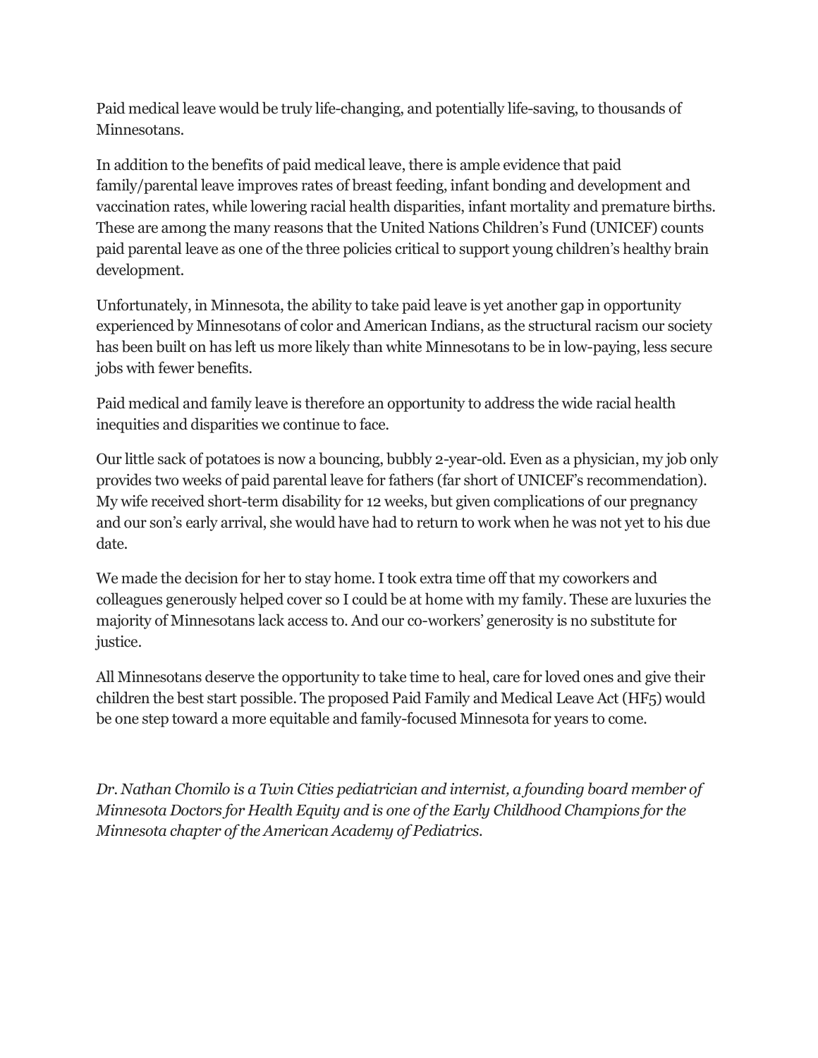Paid medical leave would be truly life-changing, and potentially life-saving, to thousands of Minnesotans.

In addition to the benefits of paid medical leave, there is ample evidence that paid family/parental leave improves rates of breast feeding, infant bonding and development and vaccination rates, while lowering racial health disparities, infant mortality and premature births. These are among the many reasons that the United Nations Children's Fund (UNICEF) counts paid parental leave as one of the three policies critical to support young children's healthy brain development.

Unfortunately, in Minnesota, the ability to take paid leave is yet another gap in opportunity experienced by Minnesotans of color and American Indians, as the structural racism our society has been built on has left us more likely than white Minnesotans to be in low-paying, less secure jobs with fewer benefits.

Paid medical and family leave is therefore an opportunity to address the wide racial health inequities and disparities we continue to face.

Our little sack of potatoes is now a bouncing, bubbly 2-year-old. Even as a physician, my job only provides two weeks of paid parental leave for fathers (far short of UNICEF's recommendation). My wife received short-term disability for 12 weeks, but given complications of our pregnancy and our son's early arrival, she would have had to return to work when he was not yet to his due date.

We made the decision for her to stay home. I took extra time off that my coworkers and colleagues generously helped cover so I could be at home with my family. These are luxuries the majority of Minnesotans lack access to. And our co-workers' generosity is no substitute for justice.

All Minnesotans deserve the opportunity to take time to heal, care for loved ones and give their children the best start possible. The proposed Paid Family and Medical Leave Act (HF5) would be one step toward a more equitable and family-focused Minnesota for years to come.

*Dr. Nathan Chomilo is a Twin Cities pediatrician and internist, a founding board member of Minnesota Doctors for Health Equity and is one of the Early Childhood Champions for the Minnesota chapter of the American Academy of Pediatrics.*